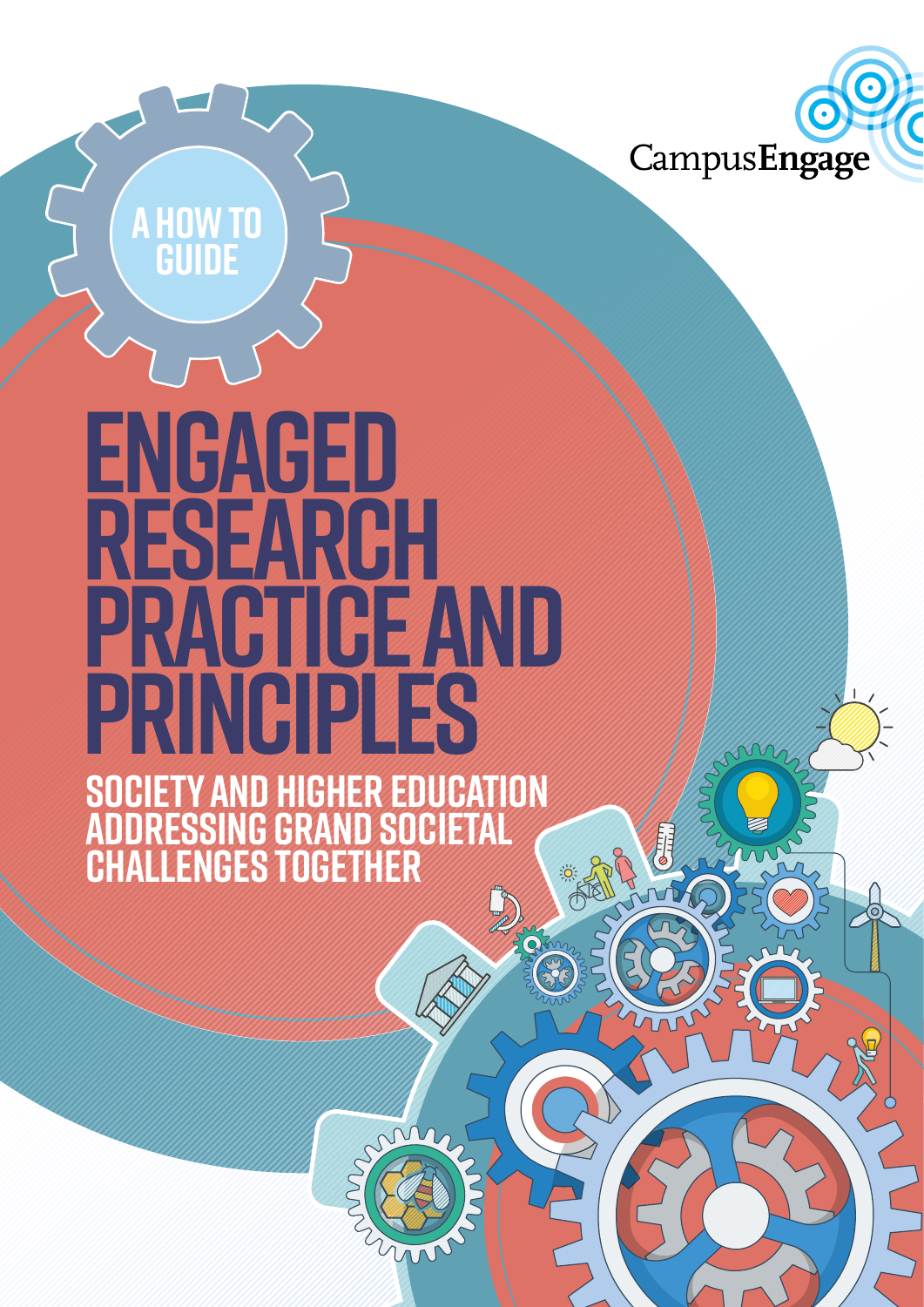CampusEngage

A HOW TO GUIDE

# ENGAGED RESEARCH PRACTICE AND PRINCIPLES

## SOCIETY AND HIGHER EDUCATION ADDRESSING GRAND SOCIETAL CHALLENGES TOGETHER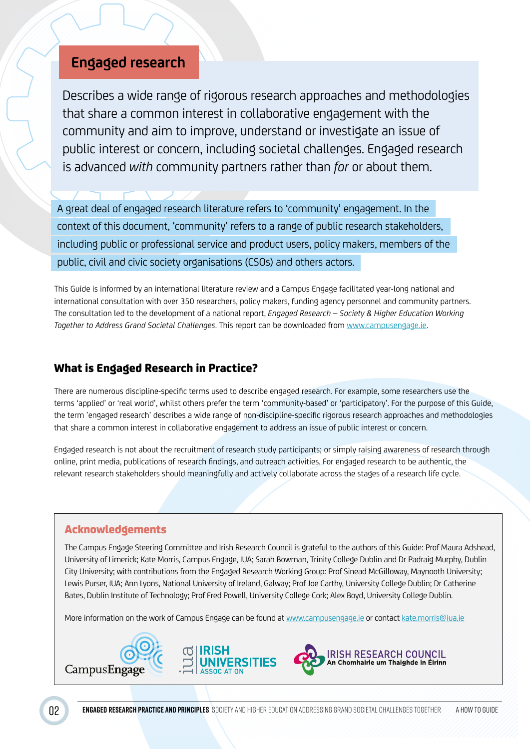## Engaged research

Describes a wide range of rigorous research approaches and methodologies that share a common interest in collaborative engagement with the community and aim to improve, understand or investigate an issue of public interest or concern, including societal challenges. Engaged research is advanced *with* community partners rather than *for* or about them.

A great deal of engaged research literature refers to 'community' engagement. In the context of this document, 'community' refers to a range of public research stakeholders, including public or professional service and product users, policy makers, members of the public, civil and civic society organisations (CSOs) and others actors.

This Guide is informed by an international literature review and a Campus Engage facilitated year-long national and international consultation with over 350 researchers, policy makers, funding agency personnel and community partners. The consultation led to the development of a national report, *Engaged Research – Society & Higher Education Working Together to Address Grand Societal Challenges*. This report can be downloaded from www.campusengage.ie.

### What is Engaged Research in Practice?

There are numerous discipline-specific terms used to describe engaged research. For example, some researchers use the terms 'applied' or 'real world', whilst others prefer the term 'community-based' or 'participatory'. For the purpose of this Guide, the term 'engaged research' describes a wide range of non-discipline-specific rigorous research approaches and methodologies that share a common interest in collaborative engagement to address an issue of public interest or concern.

Engaged research is not about the recruitment of research study participants; or simply raising awareness of research through online, print media, publications of research findings, and outreach activities. For engaged research to be authentic, the relevant research stakeholders should meaningfully and actively collaborate across the stages of a research life cycle.

### Acknowledgements

The Campus Engage Steering Committee and Irish Research Council is grateful to the authors of this Guide: Prof Maura Adshead, University of Limerick; Kate Morris, Campus Engage, IUA; Sarah Bowman, Trinity College Dublin and Dr Padraig Murphy, Dublin City University; with contributions from the Engaged Research Working Group: Prof Sinead McGilloway, Maynooth University; Lewis Purser, IUA; Ann Lyons, National University of Ireland, Galway; Prof Joe Carthy, University College Dublin; Dr Catherine Bates, Dublin Institute of Technology; Prof Fred Powell, University College Cork; Alex Boyd, University College Dublin.

More information on the work of Campus Engage can be found at www.campusengage.ie or contact kate.morris@iua.ie

CampusEngage | iua IRISH UNIVERSITIES ASSOCIATION | IRISH RESEARCH COUNCIL An Chomhairle um Thaighde in Éirinn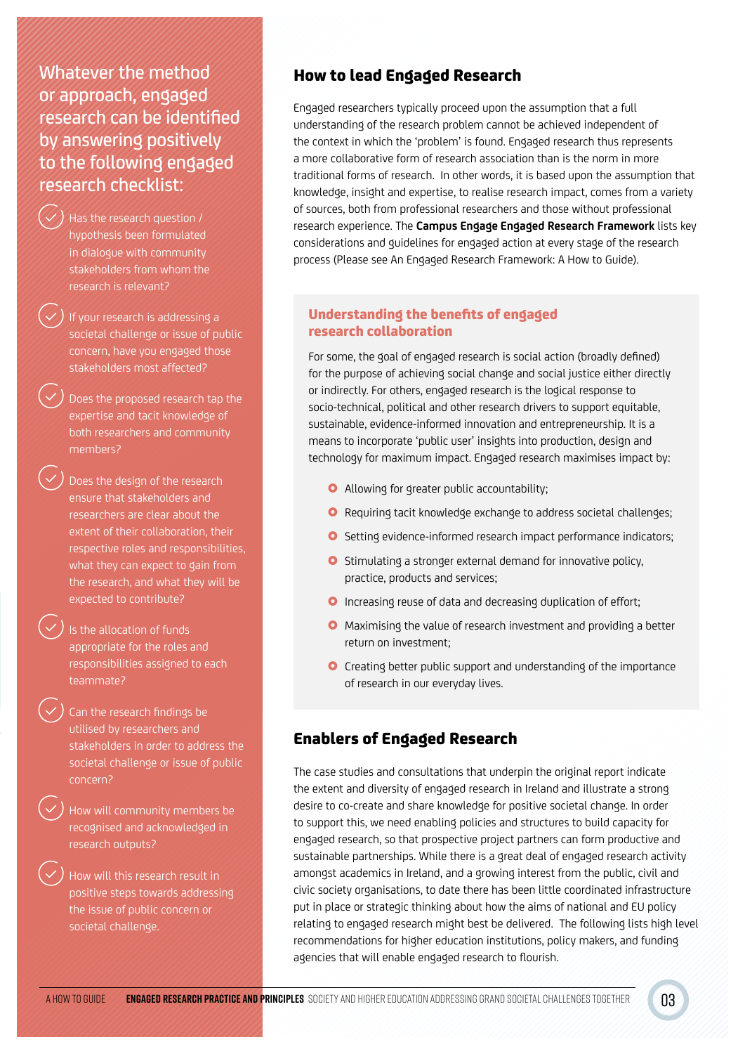Whatever the method or approach, engaged research can be identified by answering positively to the following engaged research checklist:

- Has the research question / hypothesis been formulated in dialogue with community stakeholders from whom the research is relevant?
- If your research is addressing a societal challenge or issue of public concern, have you engaged those stakeholders most affected?
- Does the proposed research tap the expertise and tacit knowledge of both researchers and community members?
- Does the design of the research ensure that stakeholders and researchers are clear about the extent of their collaboration, their respective roles and responsibilities, what they can expect to gain from the research, and what they will be expected to contribute?
- Is the allocation of funds appropriate for the roles and responsibilities assigned to each teammate?
- Can the research findings be utilised by researchers and stakeholders in order to address the societal challenge or issue of public concern?
- How will community members be recognised and acknowledged in research outputs?
- How will this research result in positive steps towards addressing the issue of public concern or societal challenge.

## How to lead Engaged Research

Engaged researchers typically proceed upon the assumption that a full understanding of the research problem cannot be achieved independent of the context in which the 'problem' is found. Engaged research thus represents a more collaborative form of research association than is the norm in more traditional forms of research. In other words, it is based upon the assumption that knowledge, insight and expertise, to realise research impact, comes from a variety of sources, both from professional researchers and those without professional research experience. The **Campus Engage Engaged Research Framework** lists key considerations and guidelines for engaged action at every stage of the research process (Please see An Engaged Research Framework: A How to Guide).

### Understanding the benefits of engaged research collaboration

For some, the goal of engaged research is social action (broadly defined) for the purpose of achieving social change and social justice either directly or indirectly. For others, engaged research is the logical response to socio-technical, political and other research drivers to support equitable, sustainable, evidence-informed innovation and entrepreneurship. It is a means to incorporate 'public user' insights into production, design and technology for maximum impact. Engaged research maximises impact by:

- Allowing for greater public accountability;
- Requiring tacit knowledge exchange to address societal challenges;
- Setting evidence-informed research impact performance indicators;
- Stimulating a stronger external demand for innovative policy, practice, products and services;
- Increasing reuse of data and decreasing duplication of effort;
- Maximising the value of research investment and providing a better return on investment;
- Creating better public support and understanding of the importance of research in our everyday lives.

## Enablers of Engaged Research

The case studies and consultations that underpin the original report indicate the extent and diversity of engaged research in Ireland and illustrate a strong desire to co-create and share knowledge for positive societal change. In order to support this, we need enabling policies and structures to build capacity for engaged research, so that prospective project partners can form productive and sustainable partnerships. While there is a great deal of engaged research activity amongst academics in Ireland, and a growing interest from the public, civil and civic society organisations, to date there has been little coordinated infrastructure put in place or strategic thinking about how the aims of national and EU policy relating to engaged research might best be delivered. The following lists high level recommendations for higher education institutions, policy makers, and funding agencies that will enable engaged research to flourish.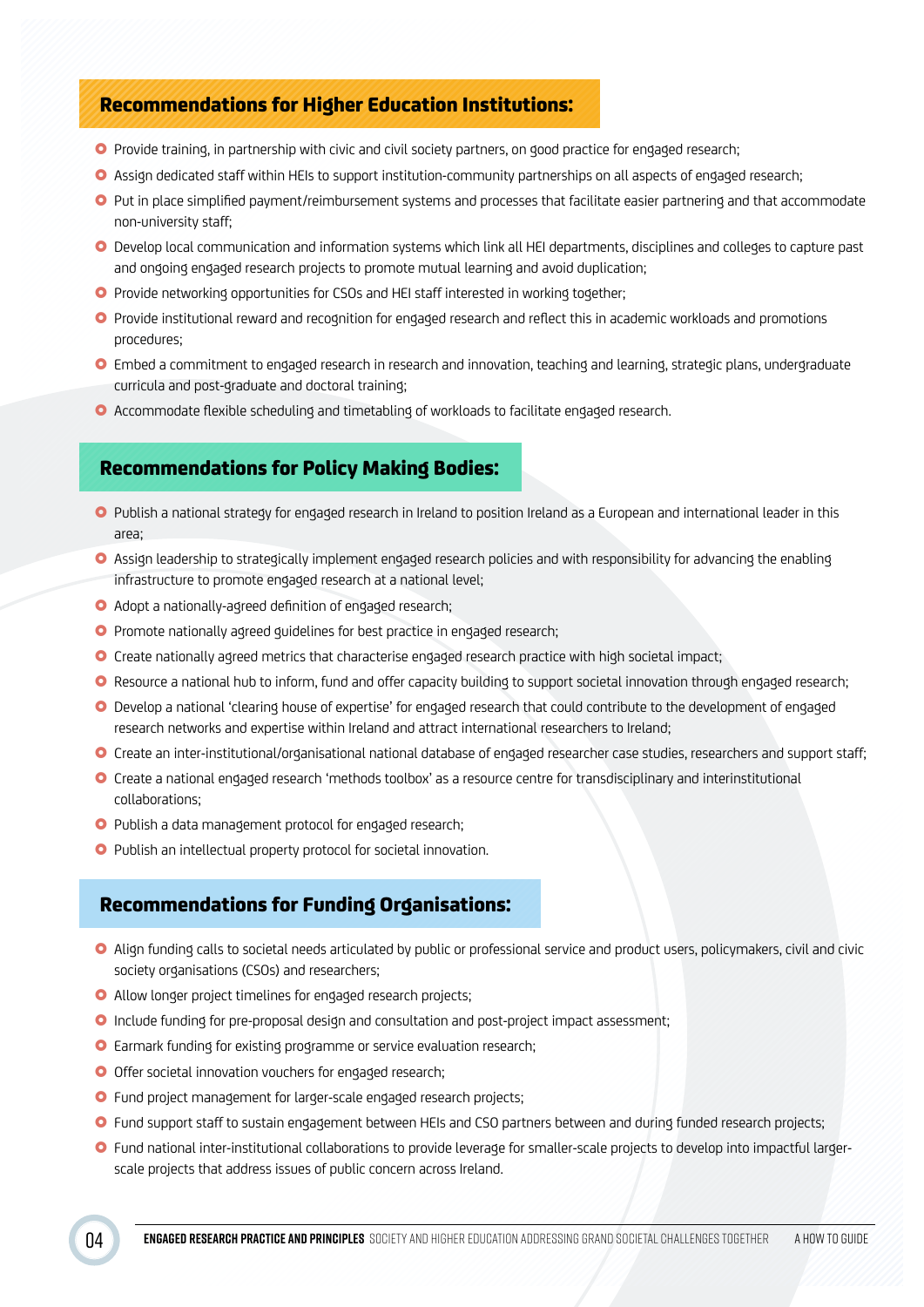## Recommendations for Higher Education Institutions:

- Provide training, in partnership with civic and civil society partners, on good practice for engaged research;
- Assign dedicated staff within HEIs to support institution-community partnerships on all aspects of engaged research;
- Put in place simplified payment/reimbursement systems and processes that facilitate easier partnering and that accommodate non-university staff;
- Develop local communication and information systems which link all HEI departments, disciplines and colleges to capture past and ongoing engaged research projects to promote mutual learning and avoid duplication;
- Provide networking opportunities for CSOs and HEI staff interested in working together;
- Provide institutional reward and recognition for engaged research and reflect this in academic workloads and promotions procedures;
- Embed a commitment to engaged research in research and innovation, teaching and learning, strategic plans, undergraduate curricula and post-graduate and doctoral training;
- Accommodate flexible scheduling and timetabling of workloads to facilitate engaged research.

## Recommendations for Policy Making Bodies:

- Publish a national strategy for engaged research in Ireland to position Ireland as a European and international leader in this area;
- Assign leadership to strategically implement engaged research policies and with responsibility for advancing the enabling infrastructure to promote engaged research at a national level;
- Adopt a nationally-agreed definition of engaged research;
- Promote nationally agreed guidelines for best practice in engaged research;
- Create nationally agreed metrics that characterise engaged research practice with high societal impact;
- Resource a national hub to inform, fund and offer capacity building to support societal innovation through engaged research;
- Develop a national 'clearing house of expertise' for engaged research that could contribute to the development of engaged research networks and expertise within Ireland and attract international researchers to Ireland;
- Create an inter-institutional/organisational national database of engaged researcher case studies, researchers and support staff;
- Create a national engaged research 'methods toolbox' as a resource centre for transdisciplinary and interinstitutional collaborations;
- Publish a data management protocol for engaged research;
- Publish an intellectual property protocol for societal innovation.

## Recommendations for Funding Organisations:

- Align funding calls to societal needs articulated by public or professional service and product users, policymakers, civil and civic society organisations (CSOs) and researchers;
- Allow longer project timelines for engaged research projects;
- Include funding for pre-proposal design and consultation and post-project impact assessment;
- Earmark funding for existing programme or service evaluation research;
- Offer societal innovation vouchers for engaged research;
- Fund project management for larger-scale engaged research projects;
- Fund support staff to sustain engagement between HEIs and CSO partners between and during funded research projects;
- Fund national inter-institutional collaborations to provide leverage for smaller-scale projects to develop into impactful larger-scale projects that address issues of public concern across Ireland.